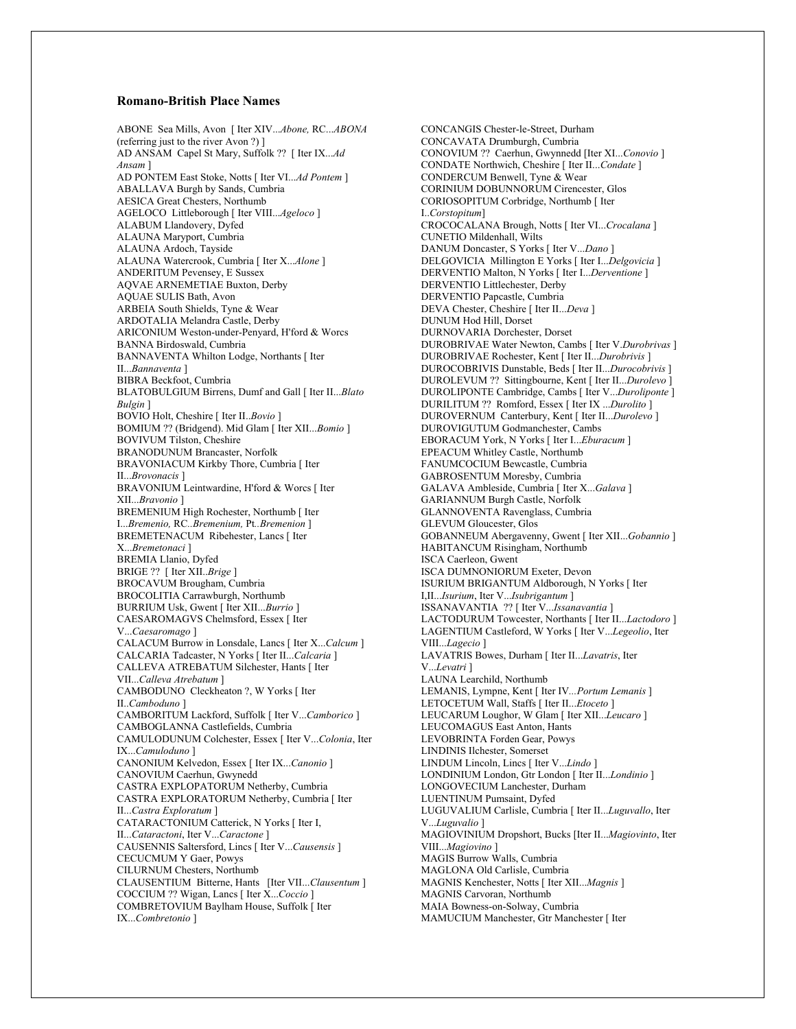### Romano-British Place Names

ABONE Sea Mills, Avon [ Iter XIV...*Abone,* RC...*ABONA* (referring just to the river Avon ?) ]
AD ANSAM Capel St Mary, Suffolk ?? [ Iter IX...*Ad Ansam* ]
AD PONTEM East Stoke, Notts [ Iter VI...*Ad Pontem* ]
ABALLAVA Burgh by Sands, Cumbria
AESICA Great Chesters, Northumb
AGELOCO Littleborough [ Iter VIII...*Ageloco* ]
ALABUM Llandovery, Dyfed
ALAUNA Maryport, Cumbria
ALAUNA Ardoch, Tayside
ALAUNA Watercrook, Cumbria [ Iter X...*Alone* ]
ANDERITUM Pevensey, E Sussex
AQVAE ARNEMETIAE Buxton, Derby
AQUAE SULIS Bath, Avon
ARBEIA South Shields, Tyne & Wear
ARDOTALIA Melandra Castle, Derby
ARICONIUM Weston-under-Penyard, H'ford & Worcs
BANNA Birdoswald, Cumbria
BANNAVENTA Whilton Lodge, Northants [ Iter II...*Bannaventa* ]
BIBRA Beckfoot, Cumbria
BLATOBULGIUM Birrens, Dumf and Gall [ Iter II...*Blato Bulgin* ]
BOVIO Holt, Cheshire [ Iter II..*Bovio* ]
BOMIUM ?? (Bridgend). Mid Glam [ Iter XII...*Bomio* ]
BOVIVUM Tilston, Cheshire
BRANODUNUM Brancaster, Norfolk
BRAVONIACUM Kirkby Thore, Cumbria [ Iter II...*Brovonacis* ]
BRAVONIUM Leintwardine, H'ford & Worcs [ Iter XII...*Bravonio* ]
BREMENIUM High Rochester, Northumb [ Iter I...*Bremenio,* RC..*Bremenium,* Pt..*Bremenion* ]
BREMETENACUM Ribehester, Lancs [ Iter X...*Bremetonaci* ]
BREMIA Llanio, Dyfed
BRIGE ?? [ Iter XII..*Brige* ]
BROCAVUM Brougham, Cumbria
BROCOLITIA Carrawburgh, Northumb
BURRIUM Usk, Gwent [ Iter XII...*Burrio* ]
CAESAROMAGVS Chelmsford, Essex [ Iter V...*Caesaromago* ]
CALACUM Burrow in Lonsdale, Lancs [ Iter X...*Calcum* ]
CALCARIA Tadcaster, N Yorks [ Iter II...*Calcaria* ]
CALLEVA ATREBATUM Silchester, Hants [ Iter VII...*Calleva Atrebatum* ]
CAMBODUNO Cleckheaton ?, W Yorks [ Iter II..*Camboduno* ]
CAMBORITUM Lackford, Suffolk [ Iter V...*Camborico* ]
CAMBOGLANNA Castlefields, Cumbria
CAMULODUNUM Colchester, Essex [ Iter V...*Colonia*, Iter IX...*Camuloduno* ]
CANONIUM Kelvedon, Essex [ Iter IX...*Canonio* ]
CANOVIUM Caerhun, Gwynedd
CASTRA EXPLOPATORUM Netherby, Cumbria
CASTRA EXPLORATORUM Netherby, Cumbria [ Iter II...*Castra Exploratum* ]
CATARACTONIUM Catterick, N Yorks [ Iter I, II...*Cataractoni*, Iter V...*Caractone* ]
CAUSENNIS Saltersford, Lincs [ Iter V...*Causensis* ]
CECUCMUM Y Gaer, Powys
CILURNUM Chesters, Northumb
CLAUSENTIUM Bitterne, Hants [Iter VII...*Clausentum* ]
COCCIUM ?? Wigan, Lancs [ Iter X...*Coccio* ]
COMBRETOVIUM Baylham House, Suffolk [ Iter IX...*Combretonio* ]
CONCANGIS Chester-le-Street, Durham
CONCAVATA Drumburgh, Cumbria
CONOVIUM ?? Caerhun, Gwynnedd [Iter XI...*Conovio* ]
CONDATE Northwich, Cheshire [ Iter II...*Condate* ]
CONDERCUM Benwell, Tyne & Wear
CORINIUM DOBUNNORUM Cirencester, Glos
CORIOSOPITUM Corbridge, Northumb [ Iter I..*Corstopitum*]
CROCOCALANA Brough, Notts [ Iter VI...*Crocalana* ]
CUNETIO Mildenhall, Wilts
DANUM Doncaster, S Yorks [ Iter V...*Dano* ]
DELGOVICIA Millington E Yorks [ Iter I...*Delgovicia* ]
DERVENTIO Malton, N Yorks [ Iter I...*Derventione* ]
DERVENTIO Littlechester, Derby
DERVENTIO Papcastle, Cumbria
DEVA Chester, Cheshire [ Iter II...*Deva* ]
DUNUM Hod Hill, Dorset
DURNOVARIA Dorchester, Dorset
DUROBRIVAE Water Newton, Cambs [ Iter V.*Durobrivas* ]
DUROBRIVAE Rochester, Kent [ Iter II...*Durobrivis* ]
DUROCOBRIVIS Dunstable, Beds [ Iter II...*Durocobrivis* ]
DUROLEVUM ?? Sittingbourne, Kent [ Iter II...*Durolevo* ]
DUROLIPONTE Cambridge, Cambs [ Iter V...*Duroliponte* ]
DURILITUM ?? Romford, Essex [ Iter IX ...*Durolito* ]
DUROVERNUM Canterbury, Kent [ Iter II...*Durolevo* ]
DUROVIGUTUM Godmanchester, Cambs
EBORACUM York, N Yorks [ Iter I...*Eburacum* ]
EPEACUM Whitley Castle, Northumb
FANUMCOCIUM Bewcastle, Cumbria
GABROSENTUM Moresby, Cumbria
GALAVA Ambleside, Cumbria [ Iter X...*Galava* ]
GARIANNUM Burgh Castle, Norfolk
GLANNOVENTA Ravenglass, Cumbria
GLEVUM Gloucester, Glos
GOBANNEUM Abergavenny, Gwent [ Iter XII...*Gobannio* ]
HABITANCUM Risingham, Northumb
ISCA Caerleon, Gwent
ISCA DUMNONIORUM Exeter, Devon
ISURIUM BRIGANTUM Aldborough, N Yorks [ Iter I,II...*Isurium*, Iter V...*Isubrigantum* ]
ISSANAVANTIA ?? [ Iter V...*Issanavantia* ]
LACTODURUM Towcester, Northants [ Iter II...*Lactodoro* ]
LAGENTIUM Castleford, W Yorks [ Iter V...*Legeolio*, Iter VIII...*Lagecio* ]
LAVATRIS Bowes, Durham [ Iter II...*Lavatris*, Iter V...*Levatri* ]
LAUNA Learchild, Northumb
LEMANIS, Lympne, Kent [ Iter IV...*Portum Lemanis* ]
LETOCETUM Wall, Staffs [ Iter II...*Etoceto* ]
LEUCARUM Loughor, W Glam [ Iter XII...*Leucaro* ]
LEUCOMAGUS East Anton, Hants
LEVOBRINTA Forden Gear, Powys
LINDINIS Ilchester, Somerset
LINDUM Lincoln, Lincs [ Iter V...*Lindo* ]
LONDINIUM London, Gtr London [ Iter II...*Londinio* ]
LONGOVECIUM Lanchester, Durham
LUENTINUM Pumsaint, Dyfed
LUGUVALIUM Carlisle, Cumbria [ Iter II...*Luguvallo*, Iter V...*Luguvalio* ]
MAGIOVINIUM Dropshort, Bucks [Iter II...*Magiovinto*, Iter VIII...*Magiovino* ]
MAGIS Burrow Walls, Cumbria
MAGLONA Old Carlisle, Cumbria
MAGNIS Kenchester, Notts [ Iter XII...*Magnis* ]
MAGNIS Carvoran, Northumb
MAIA Bowness-on-Solway, Cumbria
MAMUCIUM Manchester, Gtr Manchester [ Iter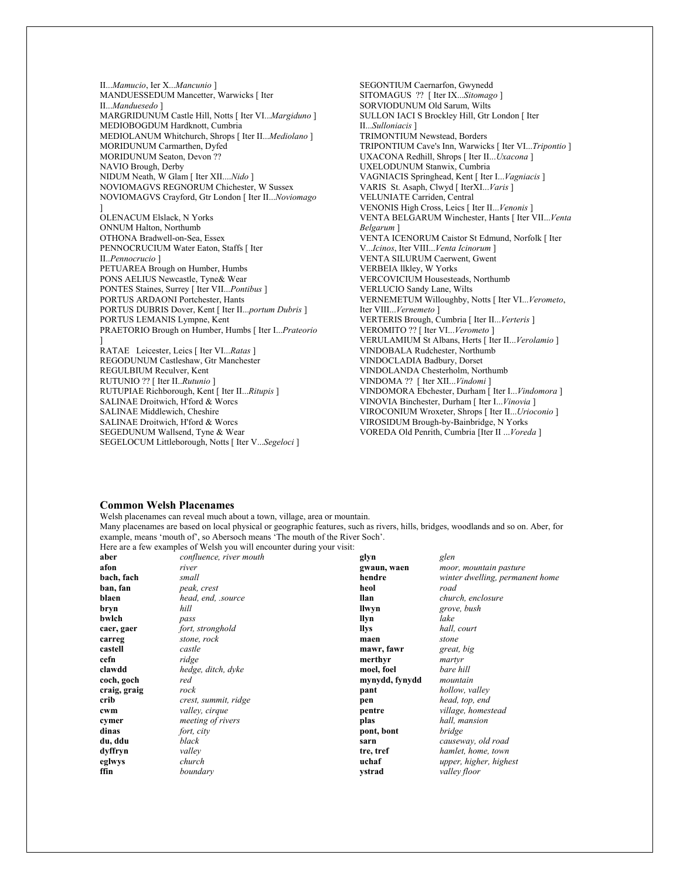II...*Mamucio*, Ier X...*Mancunio* ]
MANDUESSEDUM Mancetter, Warwicks [ Iter II...*Manduesedo* ]
MARGRIDUNUM Castle Hill, Notts [ Iter VI...*Margiduno* ]
MEDIOBOGDUM Hardknott, Cumbria
MEDIOLANUM Whitchurch, Shrops [ Iter II...*Mediolano* ]
MORIDUNUM Carmarthen, Dyfed
MORIDUNUM Seaton, Devon ??
NAVIO Brough, Derby
NIDUM Neath, W Glam [ Iter XII....*Nido* ]
NOVIOMAGVS REGNORUM Chichester, W Sussex
NOVIOMAGVS Crayford, Gtr London [ Iter II...*Noviomago* ]
OLENACUM Elslack, N Yorks
ONNUM Halton, Northumb
OTHONA Bradwell-on-Sea, Essex
PENNOCRUCIUM Water Eaton, Staffs [ Iter II..*Pennocrucio* ]
PETUAREA Brough on Humber, Humbs
PONS AELIUS Newcastle, Tyne& Wear
PONTES Staines, Surrey [ Iter VII...*Pontibus* ]
PORTUS ARDAONI Portchester, Hants
PORTUS DUBRIS Dover, Kent [ Iter II...*portum Dubris* ]
PORTUS LEMANIS Lympne, Kent
PRAETORIO Brough on Humber, Humbs [ Iter I...*Prateorio* ]
RATAE Leicester, Leics [ Iter VI...*Ratas* ]
REGODUNUM Castleshaw, Gtr Manchester
REGULBIUM Reculver, Kent
RUTUNIO ?? [ Iter II..*Rutunio* ]
RUTUPIAE Richborough, Kent [ Iter II...*Ritupis* ]
SALINAE Droitwich, H'ford & Worcs
SALINAE Middlewich, Cheshire
SALINAE Droitwich, H'ford & Worcs
SEGEDUNUM Wallsend, Tyne & Wear
SEGELOCUM Littleborough, Notts [ Iter V...*Segeloci* ]
SEGONTIUM Caernarfon, Gwynedd
SITOMAGUS ?? [ Iter IX...*Sitomago* ]
SORVIODUNUM Old Sarum, Wilts
SULLON IACI S Brockley Hill, Gtr London [ Iter II...*Sulloniacis* ]
TRIMONTIUM Newstead, Borders
TRIPONTIUM Cave's Inn, Warwicks [ Iter VI...*Tripontio* ]
UXACONA Redhill, Shrops [ Iter II...*Uxacona* ]
UXELODUNUM Stanwix, Cumbria
VAGNIACIS Springhead, Kent [ Iter I...*Vagniacis* ]
VARIS St. Asaph, Clwyd [ IterXI...*Varis* ]
VELUNIATE Carriden, Central
VENONIS High Cross, Leics [ Iter II...*Venonis* ]
VENTA BELGARUM Winchester, Hants [ Iter VII...*Venta Belgarum* ]
VENTA ICENORUM Caistor St Edmund, Norfolk [ Iter V...*Icinos*, Iter VIII...*Venta Icinorum* ]
VENTA SILURUM Caerwent, Gwent
VERBEIA llkley, W Yorks
VERCOVICIUM Housesteads, Northumb
VERLUCIO Sandy Lane, Wilts
VERNEMETUM Willoughby, Notts [ Iter VI...*Verometo*, Iter VIII...*Vernemeto* ]
VERTERIS Brough, Cumbria [ Iter II...*Verteris* ]
VEROMITO ?? [ Iter VI...*Verometo* ]
VERULAMIUM St Albans, Herts [ Iter II...*Verolamio* ]
VINDOBALA Rudchester, Northumb
VINDOCLADIA Badbury, Dorset
VINDOLANDA Chesterholm, Northumb
VINDOMA ?? [ Iter XII...*Vindomi* ]
VINDOMORA Ebchester, Durham [ Iter I...*Vindomora* ]
VINOVIA Binchester, Durham [ Iter I...*Vinovia* ]
VIROCONIUM Wroxeter, Shrops [ Iter II...*Urioconio* ]
VIROSIDUM Brough-by-Bainbridge, N Yorks
VOREDA Old Penrith, Cumbria [Iter II ...*Voreda* ]

## Common Welsh Placenames

Welsh placenames can reveal much about a town, village, area or mountain.
Many placenames are based on local physical or geographic features, such as rivers, hills, bridges, woodlands and so on. Aber, for example, means 'mouth of', so Abersoch means 'The mouth of the River Soch'.
Here are a few examples of Welsh you will encounter during your visit:

| | |
|---|---|
| **aber** | *confluence, river mouth* |
| **afon** | *river* |
| **bach, fach** | *small* |
| **ban, fan** | *peak, crest* |
| **blaen** | *head, end, .source* |
| **bryn** | *hill* |
| **bwlch** | *pass* |
| **caer, gaer** | *fort, stronghold* |
| **carreg** | *stone, rock* |
| **castell** | *castle* |
| **cefn** | *ridge* |
| **clawdd** | *hedge, ditch, dyke* |
| **coch, goch** | *red* |
| **craig, graig** | *rock* |
| **crib** | *crest, summit, ridge* |
| **cwm** | *valley, cirque* |
| **cymer** | *meeting of rivers* |
| **dinas** | *fort, city* |
| **du, ddu** | *black* |
| **dyffryn** | *valley* |
| **eglwys** | *church* |
| **ffin** | *boundary* |
| **glyn** | *glen* |
| **gwaun, waen** | *moor, mountain pasture* |
| **hendre** | *winter dwelling, permanent home* |
| **heol** | *road* |
| **llan** | *church, enclosure* |
| **llwyn** | *grove, bush* |
| **llyn** | *lake* |
| **llys** | *hall, court* |
| **maen** | *stone* |
| **mawr, fawr** | *great, big* |
| **merthyr** | *martyr* |
| **moel, foel** | *bare hill* |
| **mynydd, fynydd** | *mountain* |
| **pant** | *hollow, valley* |
| **pen** | *head, top, end* |
| **pentre** | *village, homestead* |
| **plas** | *hall, mansion* |
| **pont, bont** | *bridge* |
| **sarn** | *causeway, old road* |
| **tre, tref** | *hamlet, home, town* |
| **uchaf** | *upper, higher, highest* |
| **ystrad** | *valley floor* |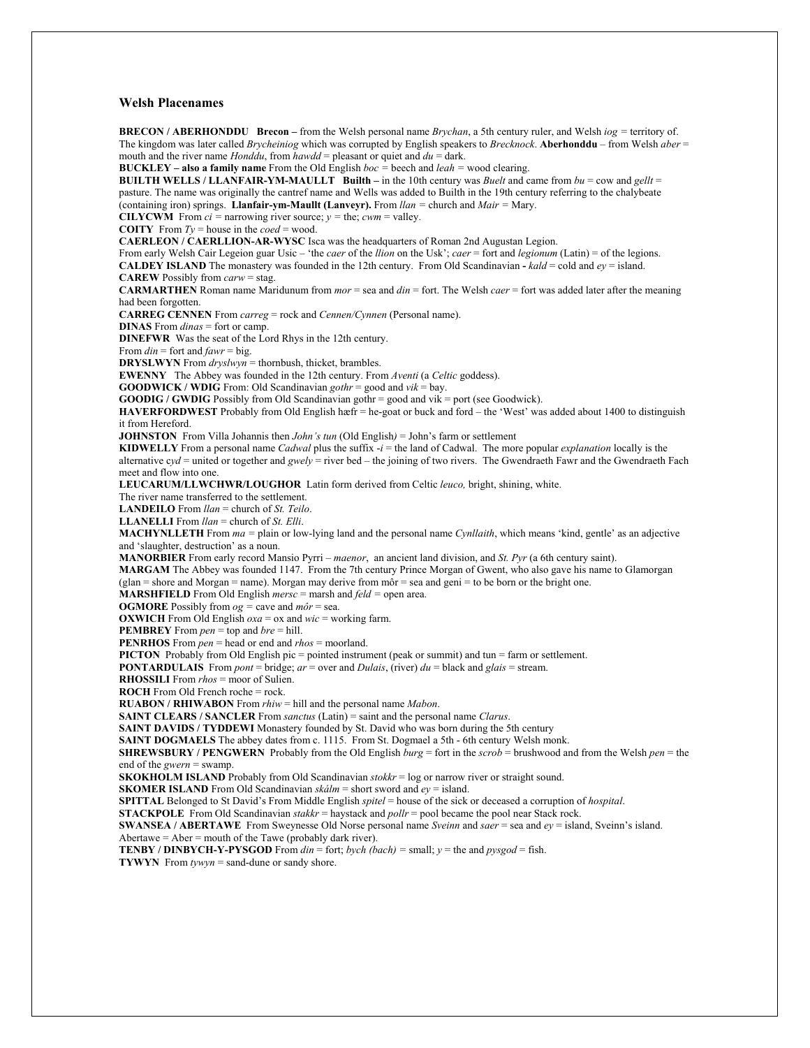## Welsh Placenames

**BRECON / ABERHONDDU** **Brecon –** from the Welsh personal name *Brychan*, a 5th century ruler, and Welsh *iog* = territory of. The kingdom was later called *Brycheiniog* which was corrupted by English speakers to *Brecknock*. **Aberhonddu** – from Welsh *aber* = mouth and the river name *Honddu*, from *hawdd* = pleasant or quiet and *du* = dark.

**BUCKLEY – also a family name** From the Old English *boc* = beech and *leah* = wood clearing.

**BUILTH WELLS / LLANFAIR-YM-MAULLT** **Builth –** in the 10th century was *Buelt* and came from *bu* = cow and *gellt* = pasture. The name was originally the cantref name and Wells was added to Builth in the 19th century referring to the chalybeate (containing iron) springs. **Llanfair-ym-Maullt (Lanveyr).** From *llan* = church and *Mair* = Mary.

**CILYCWM** From *ci* = narrowing river source; *y* = the; *cwm* = valley.

**COITY** From *Ty* = house in the *coed* = wood.

**CAERLEON / CAERLLION-AR-WYSC** Isca was the headquarters of Roman 2nd Augustan Legion.
From early Welsh Cair Legeion guar Usic – 'the *caer* of the *llion* on the Usk'; *caer* = fort and *legionum* (Latin) = of the legions.

**CALDEY ISLAND** The monastery was founded in the 12th century. From Old Scandinavian **-** *kald* = cold and *ey* = island.

**CAREW** Possibly from *carw* = stag.

**CARMARTHEN** Roman name Maridunum from *mor* = sea and *din* = fort. The Welsh *caer* = fort was added later after the meaning had been forgotten.

**CARREG CENNEN** From *carreg* = rock and *Cennen/Cynnen* (Personal name).

**DINAS** From *dinas* = fort or camp.

**DINEFWR** Was the seat of the Lord Rhys in the 12th century.
From *din* = fort and *fawr* = big.

**DRYSLWYN** From *dryslwyn* = thornbush, thicket, brambles.

**EWENNY** The Abbey was founded in the 12th century. From *Aventi* (a *Celtic* goddess).

**GOODWICK / WDIG** From: Old Scandinavian *gothr* = good and *vik* = bay.

**GOODIG / GWDIG** Possibly from Old Scandinavian gothr = good and vik = port (see Goodwick).

**HAVERFORDWEST** Probably from Old English hæfr = he-goat or buck and ford – the 'West' was added about 1400 to distinguish it from Hereford.

**JOHNSTON** From Villa Johannis then *John's tun* (Old English*)* = John's farm or settlement

**KIDWELLY** From a personal name *Cadwal* plus the suffix *-i* = the land of Cadwal. The more popular *explanation* locally is the alternative c*yd* = united or together and *gwely* = river bed – the joining of two rivers. The Gwendraeth Fawr and the Gwendraeth Fach meet and flow into one.

**LEUCARUM/LLWCHWR/LOUGHOR** Latin form derived from Celtic *leuco,* bright, shining, white.
The river name transferred to the settlement.

**LANDEILO** From *llan* = church of *St. Teilo*.

**LLANELLI** From *llan* = church of *St. Elli*.

**MACHYNLLETH** From *ma* = plain or low-lying land and the personal name *Cynllaith*, which means 'kind, gentle' as an adjective and 'slaughter, destruction' as a noun.

**MANORBIER** From early record Mansio Pyrri – *maenor*, an ancient land division, and *St. Pyr* (a 6th century saint).

**MARGAM** The Abbey was founded 1147. From the 7th century Prince Morgan of Gwent, who also gave his name to Glamorgan (glan = shore and Morgan = name). Morgan may derive from môr = sea and geni = to be born or the bright one.

**MARSHFIELD** From Old English *mersc* = marsh and *feld* = open area.

**OGMORE** Possibly from *og* = cave and *môr* = sea.

**OXWICH** From Old English *oxa* = ox and *wic* = working farm.

**PEMBREY** From *pen* = top and *bre* = hill.

**PENRHOS** From *pen* = head or end and *rhos* = moorland.

**PICTON** Probably from Old English pic = pointed instrument (peak or summit) and tun = farm or settlement.

**PONTARDULAIS** From *pont* = bridge; *ar* = over and *Dulais*, (river) *du* = black and *glais* = stream.

**RHOSSILI** From *rhos* = moor of Sulien.

**ROCH** From Old French roche = rock.

**RUABON / RHIWABON** From *rhiw* = hill and the personal name *Mabon*.

**SAINT CLEARS / SANCLER** From *sanctus* (Latin) = saint and the personal name *Clarus*.

**SAINT DAVIDS / TYDDEWI** Monastery founded by St. David who was born during the 5th century

**SAINT DOGMAELS** The abbey dates from c. 1115. From St. Dogmael a 5th - 6th century Welsh monk.

**SHREWSBURY / PENGWERN** Probably from the Old English *burg* = fort in the *scrob* = brushwood and from the Welsh *pen* = the end of the *gwern* = swamp.

**SKOKHOLM ISLAND** Probably from Old Scandinavian *stokkr* = log or narrow river or straight sound.

**SKOMER ISLAND** From Old Scandinavian *skálm* = short sword and *ey* = island.

**SPITTAL** Belonged to St David's From Middle English *spitel* = house of the sick or deceased a corruption of *hospital*.

**STACKPOLE** From Old Scandinavian *stakkr* = haystack and *pollr* = pool became the pool near Stack rock.

**SWANSEA / ABERTAWE** From Sweynesse Old Norse personal name *Sveinn* and *saer* = sea and *ey* = island, Sveinn's island. Abertawe = Aber = mouth of the Tawe (probably dark river).

**TENBY / DINBYCH-Y-PYSGOD** From *din* = fort; *bych (bach)* = small; *y* = the and *pysgod* = fish.

**TYWYN** From *tywyn* = sand-dune or sandy shore.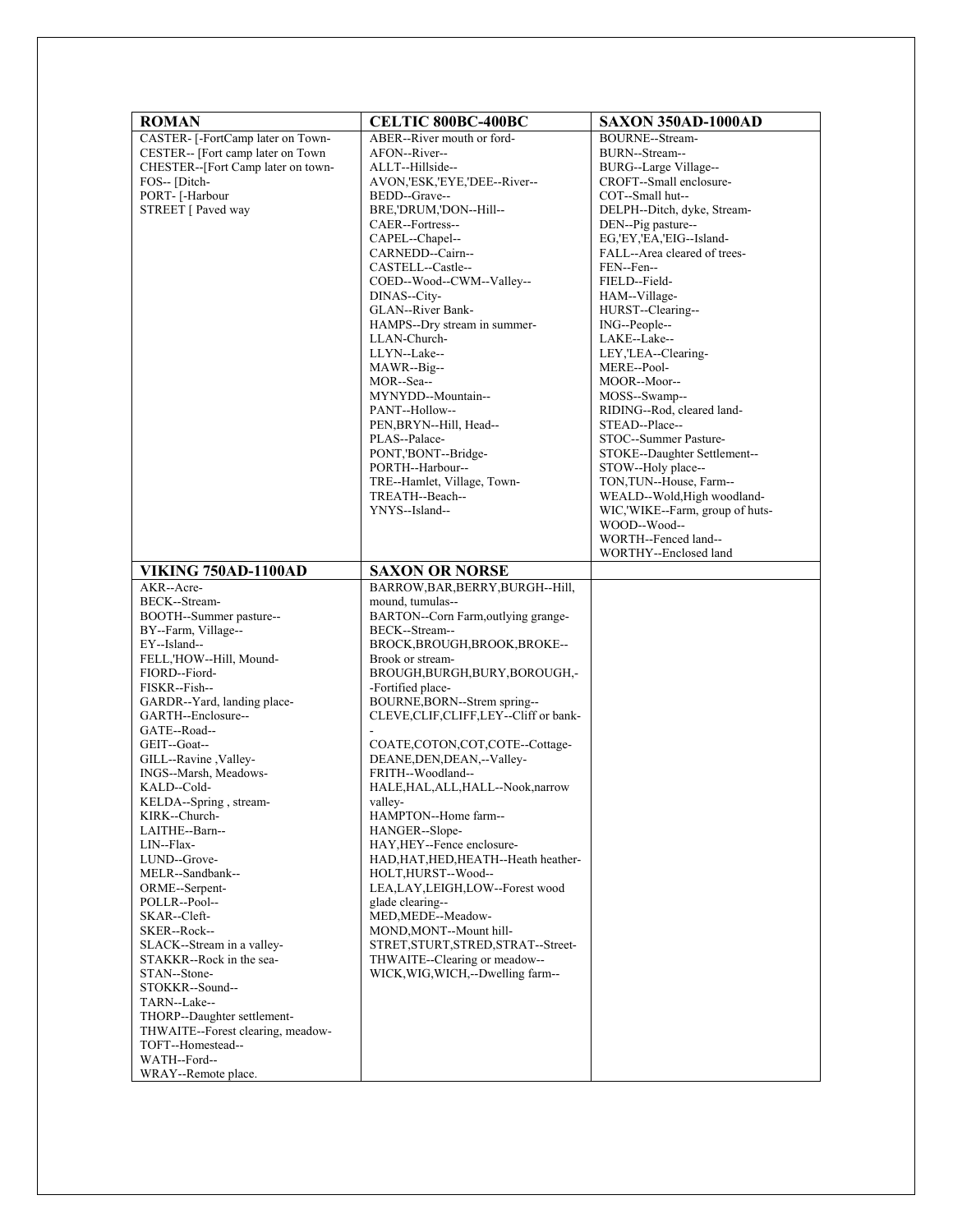| ROMAN | CELTIC 800BC-400BC | SAXON 350AD-1000AD |
|---|---|---|
| CASTER- [-FortCamp later on Town-<br>CESTER-- [Fort camp later on Town<br>CHESTER--[Fort Camp later on town-<br>FOS-- [Ditch-<br>PORT- [-Harbour<br>STREET [ Paved way | ABER--River mouth or ford-<br>AFON--River--<br>ALLT--Hillside--<br>AVON,'ESK,'EYE,'DEE--River--<br>BEDD--Grave--<br>BRE,'DRUM,'DON--Hill--<br>CAER--Fortress--<br>CAPEL--Chapel--<br>CARNEDD--Cairn--<br>CASTELL--Castle--<br>COED--Wood--CWM--Valley--<br>DINAS--City-<br>GLAN--River Bank-<br>HAMPS--Dry stream in summer-<br>LLAN-Church-<br>LLYN--Lake--<br>MAWR--Big--<br>MOR--Sea--<br>MYNYDD--Mountain--<br>PANT--Hollow--<br>PEN,BRYN--Hill, Head--<br>PLAS--Palace-<br>PONT,'BONT--Bridge-<br>PORTH--Harbour--<br>TRE--Hamlet, Village, Town-<br>TREATH--Beach--<br>YNYS--Island-- | BOURNE--Stream-<br>BURN--Stream--<br>BURG--Large Village--<br>CROFT--Small enclosure-<br>COT--Small hut--<br>DELPH--Ditch, dyke, Stream-<br>DEN--Pig pasture--<br>EG,'EY,'EA,'EIG--Island-<br>FALL--Area cleared of trees-<br>FEN--Fen--<br>FIELD--Field-<br>HAM--Village-<br>HURST--Clearing--<br>ING--People--<br>LAKE--Lake--<br>LEY,'LEA--Clearing-<br>MERE--Pool-<br>MOOR--Moor--<br>MOSS--Swamp--<br>RIDING--Rod, cleared land-<br>STEAD--Place--<br>STOC--Summer Pasture-<br>STOKE--Daughter Settlement--<br>STOW--Holy place--<br>TON,TUN--House, Farm--<br>WEALD--Wold,High woodland-<br>WIC,'WIKE--Farm, group of huts-<br>WOOD--Wood--<br>WORTH--Fenced land--<br>WORTHY--Enclosed land |
| **VIKING 750AD-1100AD** | **SAXON OR NORSE** | |
| AKR--Acre-<br>BECK--Stream-<br>BOOTH--Summer pasture--<br>BY--Farm, Village--<br>EY--Island--<br>FELL,'HOW--Hill, Mound-<br>FIORD--Fiord-<br>FISKR--Fish--<br>GARDR--Yard, landing place-<br>GARTH--Enclosure--<br>GATE--Road--<br>GEIT--Goat--<br>GILL--Ravine ,Valley-<br>INGS--Marsh, Meadows-<br>KALD--Cold-<br>KELDA--Spring , stream-<br>KIRK--Church-<br>LAITHE--Barn--<br>LIN--Flax-<br>LUND--Grove-<br>MELR--Sandbank--<br>ORME--Serpent-<br>POLLR--Pool--<br>SKAR--Cleft-<br>SKER--Rock--<br>SLACK--Stream in a valley-<br>STAKKR--Rock in the sea-<br>STAN--Stone-<br>STOKKR--Sound--<br>TARN--Lake--<br>THORP--Daughter settlement-<br>THWAITE--Forest clearing, meadow-<br>TOFT--Homestead--<br>WATH--Ford--<br>WRAY--Remote place. | BARROW,BAR,BERRY,BURGH--Hill, mound, tumulas--<br>BARTON--Corn Farm,outlying grange-<br>BECK--Stream--<br>BROCK,BROUGH,BROOK,BROKE--Brook or stream-<br>BROUGH,BURGH,BURY,BOROUGH,--Fortified place-<br>BOURNE,BORN--Strem spring--<br>CLEVE,CLIF,CLIFF,LEY--Cliff or bank--<br>COATE,COTON,COT,COTE--Cottage-<br>DEANE,DEN,DEAN,--Valley-<br>FRITH--Woodland--<br>HALE,HAL,ALL,HALL--Nook,narrow valley-<br>HAMPTON--Home farm--<br>HANGER--Slope-<br>HAY,HEY--Fence enclosure-<br>HAD,HAT,HED,HEATH--Heath heather-<br>HOLT,HURST--Wood--<br>LEA,LAY,LEIGH,LOW--Forest wood glade clearing--<br>MED,MEDE--Meadow-<br>MOND,MONT--Mount hill-<br>STRET,STURT,STRED,STRAT--Street-<br>THWAITE--Clearing or meadow--<br>WICK,WIG,WICH,--Dwelling farm-- | |